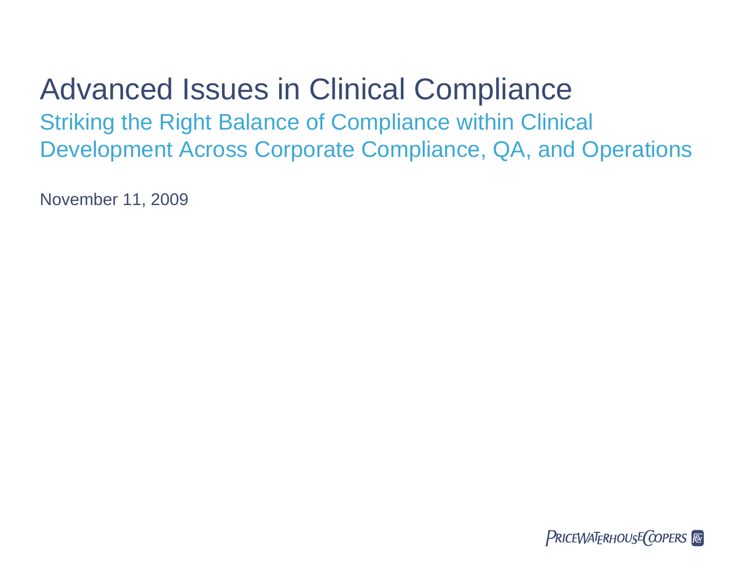# Advanced Issues in Clinical Compliance

## Striking the Right Balance of Compliance within Clinical Development Across Corporate Compliance, QA, and Operations

November 11, 2009

PricewaterhouseCoopers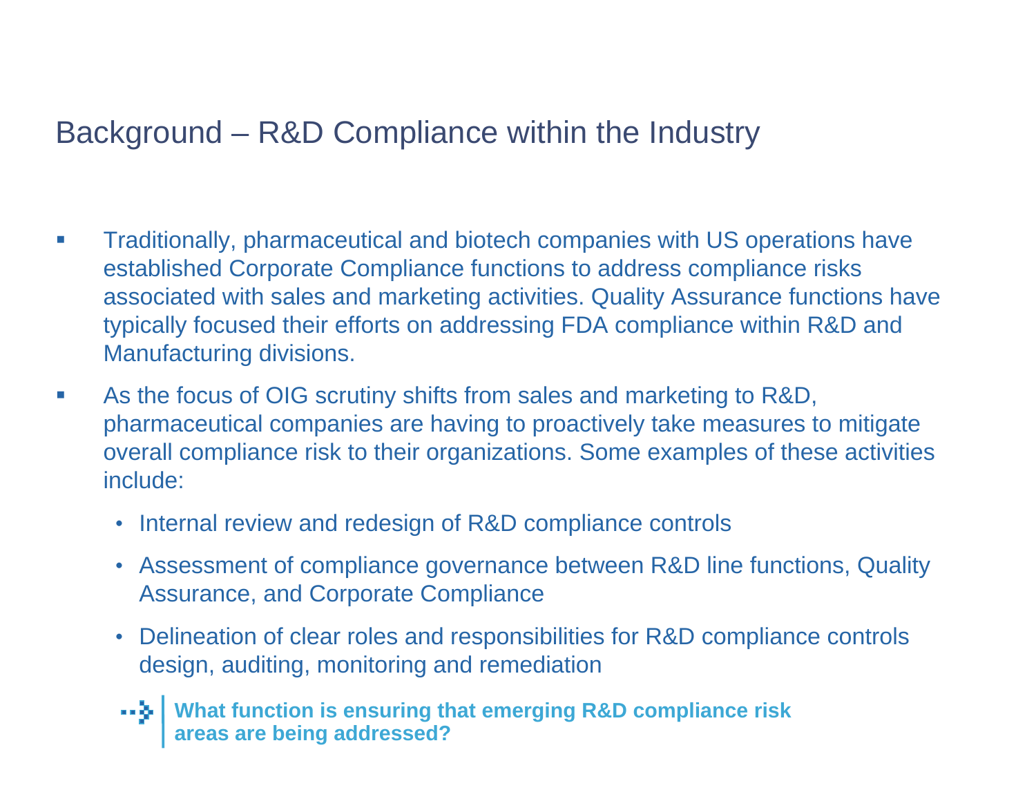# Background – R&D Compliance within the Industry

- Traditionally, pharmaceutical and biotech companies with US operations have established Corporate Compliance functions to address compliance risks associated with sales and marketing activities. Quality Assurance functions have typically focused their efforts on addressing FDA compliance within R&D and Manufacturing divisions.
- As the focus of OIG scrutiny shifts from sales and marketing to R&D, pharmaceutical companies are having to proactively take measures to mitigate overall compliance risk to their organizations. Some examples of these activities include:
  - Internal review and redesign of R&D compliance controls
  - Assessment of compliance governance between R&D line functions, Quality Assurance, and Corporate Compliance
  - Delineation of clear roles and responsibilities for R&D compliance controls design, auditing, monitoring and remediation

**What function is ensuring that emerging R&D compliance risk areas are being addressed?**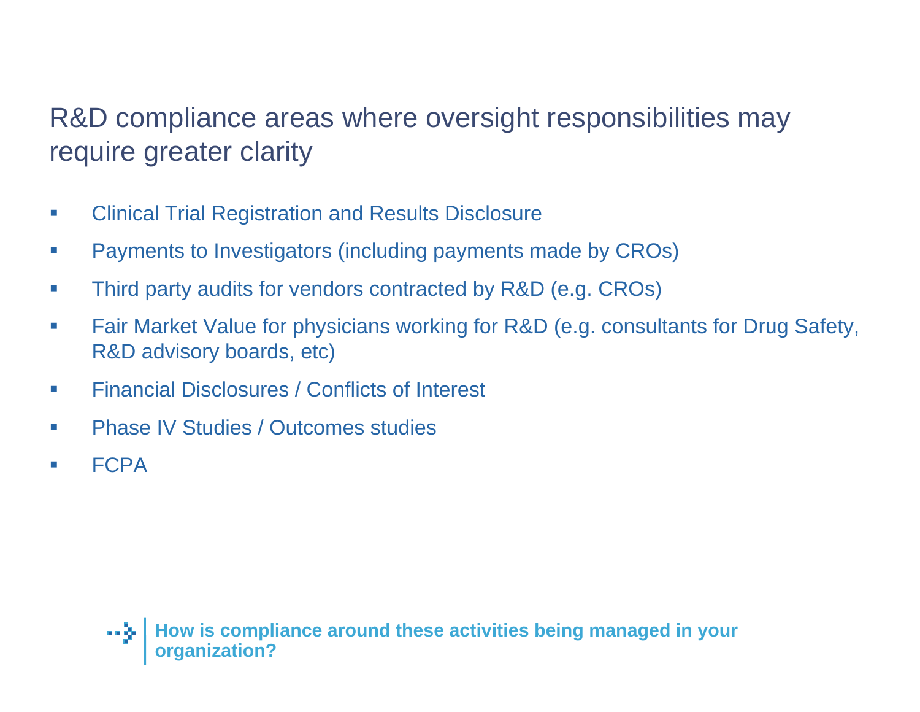# R&D compliance areas where oversight responsibilities may require greater clarity

- Clinical Trial Registration and Results Disclosure
- Payments to Investigators (including payments made by CROs)
- Third party audits for vendors contracted by R&D (e.g. CROs)
- Fair Market Value for physicians working for R&D (e.g. consultants for Drug Safety, R&D advisory boards, etc)
- Financial Disclosures / Conflicts of Interest
- Phase IV Studies / Outcomes studies
- FCPA

**How is compliance around these activities being managed in your organization?**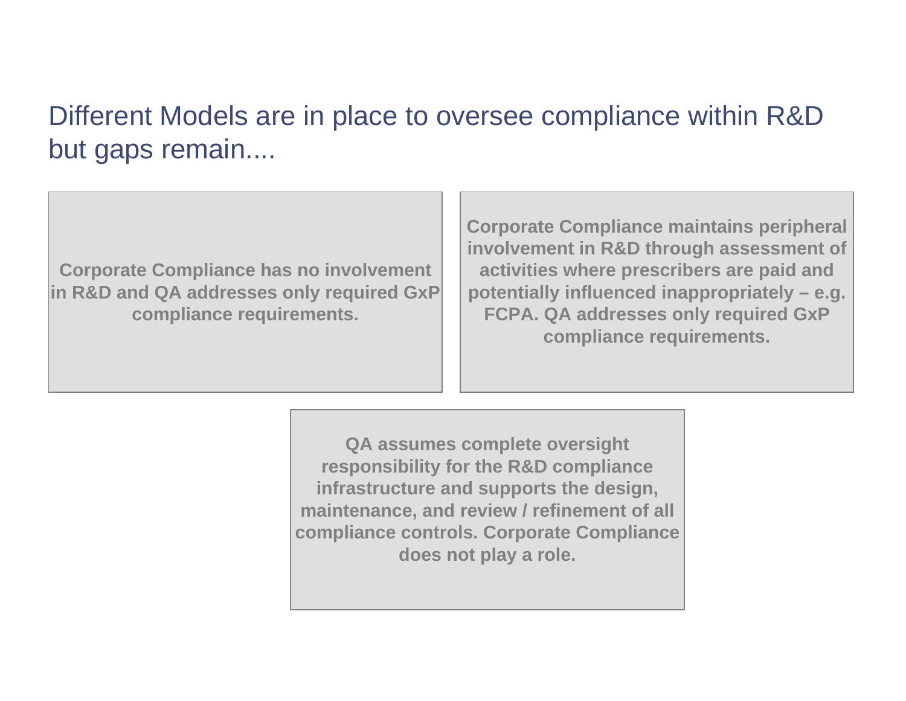# Different Models are in place to oversee compliance within R&D but gaps remain....

**Corporate Compliance has no involvement in R&D and QA addresses only required GxP compliance requirements.**

**Corporate Compliance maintains peripheral involvement in R&D through assessment of activities where prescribers are paid and potentially influenced inappropriately – e.g. FCPA. QA addresses only required GxP compliance requirements.**

**QA assumes complete oversight responsibility for the R&D compliance infrastructure and supports the design, maintenance, and review / refinement of all compliance controls. Corporate Compliance does not play a role.**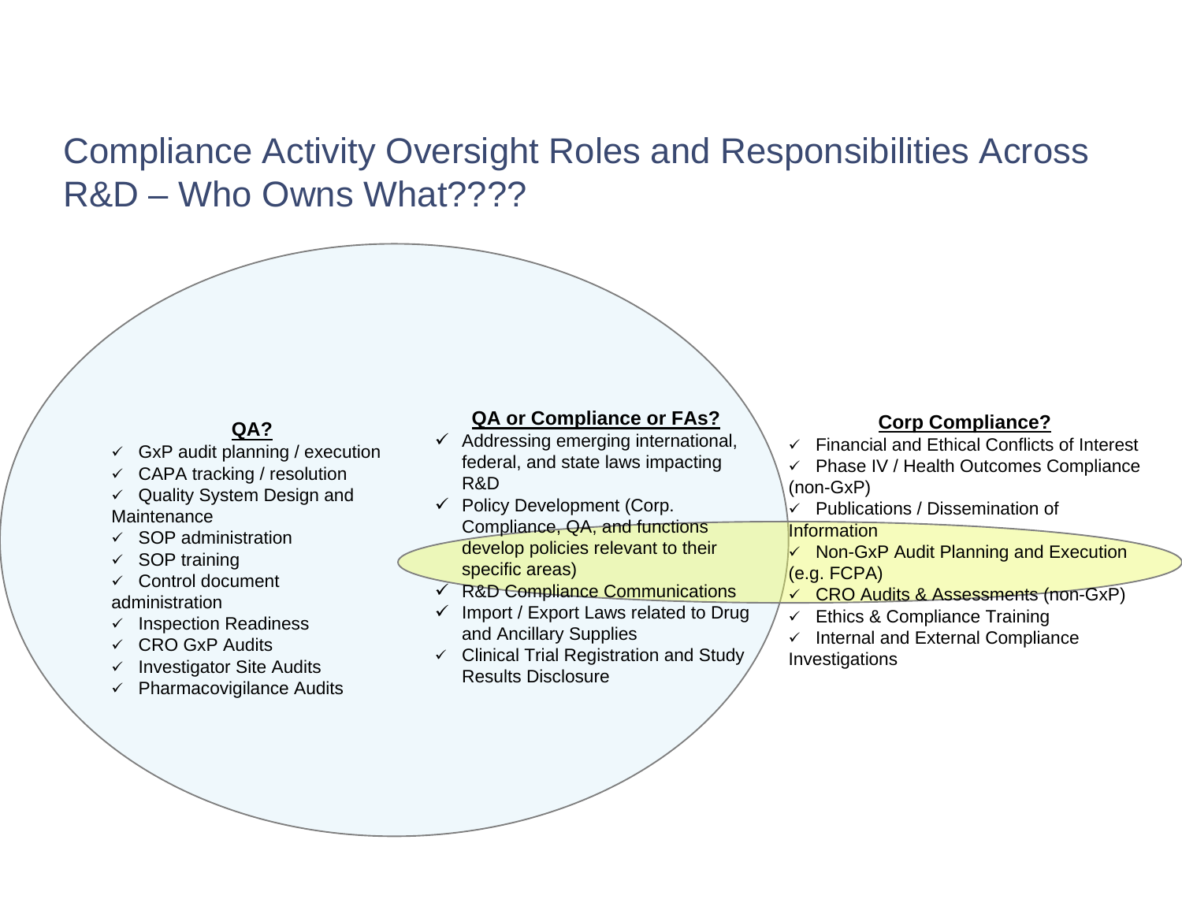# Compliance Activity Oversight Roles and Responsibilities Across R&D – Who Owns What????

**QA?**

- ✓ GxP audit planning / execution
- ✓ CAPA tracking / resolution
- ✓ Quality System Design and Maintenance
- ✓ SOP administration
- ✓ SOP training
- ✓ Control document administration
- ✓ Inspection Readiness
- ✓ CRO GxP Audits
- ✓ Investigator Site Audits
- ✓ Pharmacovigilance Audits

**QA or Compliance or FAs?**

- ✓ Addressing emerging international, federal, and state laws impacting R&D
- ✓ Policy Development (Corp. Compliance, QA, and functions develop policies relevant to their specific areas)
- ✓ R&D Compliance Communications
- ✓ Import / Export Laws related to Drug and Ancillary Supplies
- ✓ Clinical Trial Registration and Study Results Disclosure

**Corp Compliance?**

- ✓ Financial and Ethical Conflicts of Interest
- ✓ Phase IV / Health Outcomes Compliance (non-GxP)
- ✓ Publications / Dissemination of Information
- ✓ Non-GxP Audit Planning and Execution (e.g. FCPA)
- ✓ CRO Audits & Assessments (non-GxP)
- ✓ Ethics & Compliance Training
- ✓ Internal and External Compliance Investigations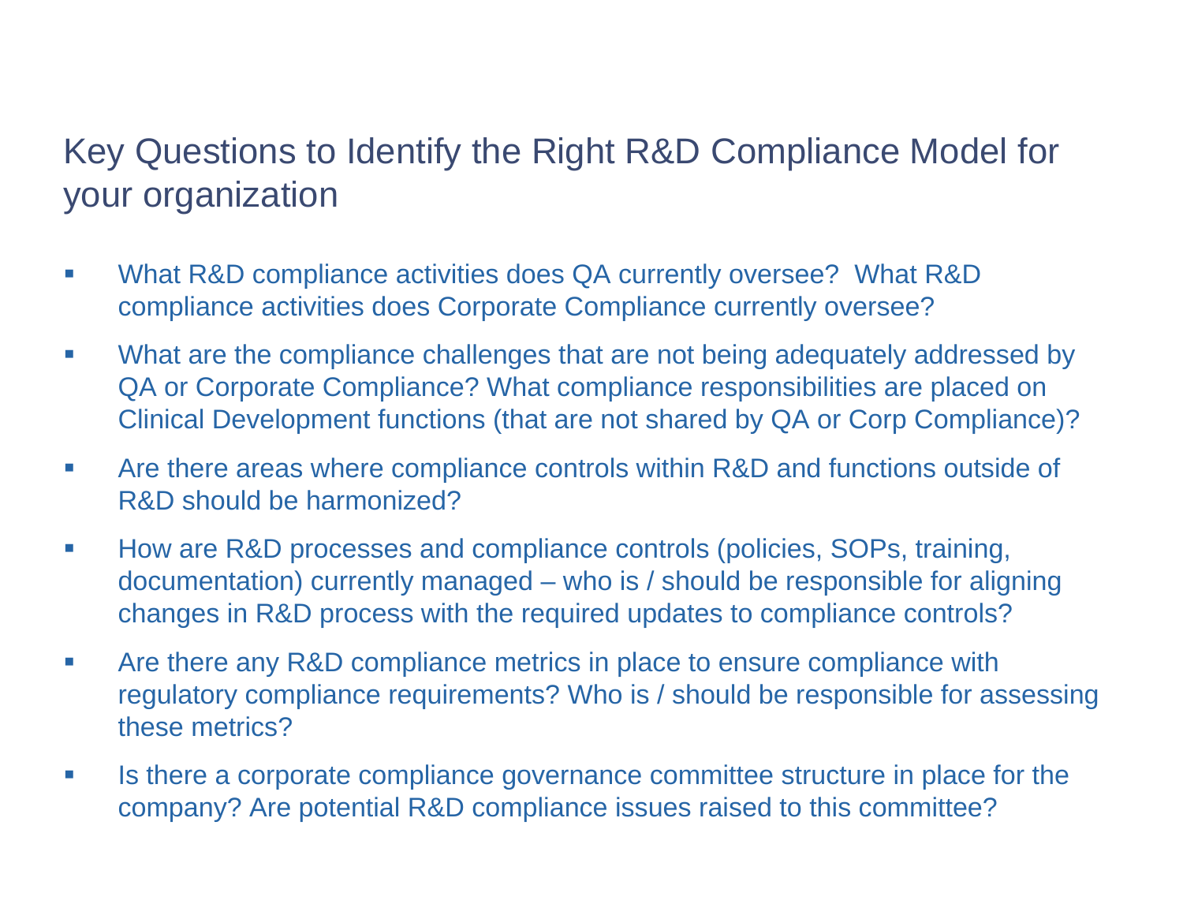# Key Questions to Identify the Right R&D Compliance Model for your organization

- What R&D compliance activities does QA currently oversee? What R&D compliance activities does Corporate Compliance currently oversee?
- What are the compliance challenges that are not being adequately addressed by QA or Corporate Compliance? What compliance responsibilities are placed on Clinical Development functions (that are not shared by QA or Corp Compliance)?
- Are there areas where compliance controls within R&D and functions outside of R&D should be harmonized?
- How are R&D processes and compliance controls (policies, SOPs, training, documentation) currently managed – who is / should be responsible for aligning changes in R&D process with the required updates to compliance controls?
- Are there any R&D compliance metrics in place to ensure compliance with regulatory compliance requirements? Who is / should be responsible for assessing these metrics?
- Is there a corporate compliance governance committee structure in place for the company? Are potential R&D compliance issues raised to this committee?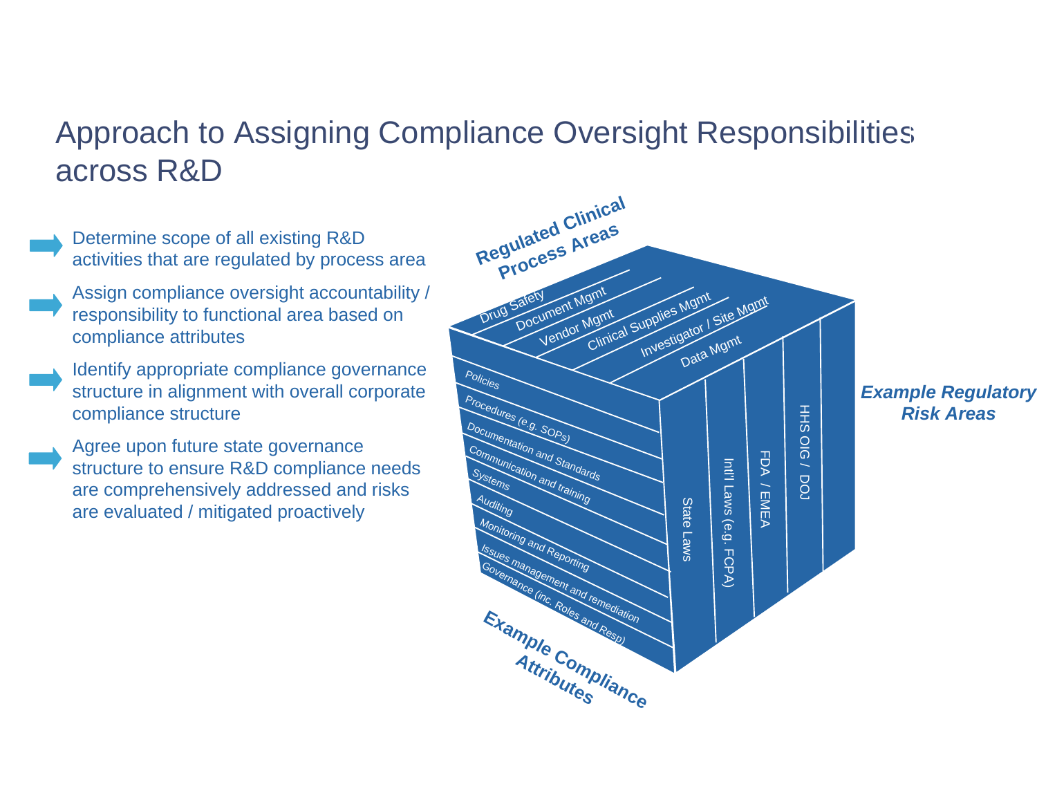# Approach to Assigning Compliance Oversight Responsibilities across R&D

- Determine scope of all existing R&D activities that are regulated by process area
- Assign compliance oversight accountability / responsibility to functional area based on compliance attributes
- Identify appropriate compliance governance structure in alignment with overall corporate compliance structure
- Agree upon future state governance structure to ensure R&D compliance needs are comprehensively addressed and risks are evaluated / mitigated proactively

**Regulated Clinical Process Areas**

- Drug Safety
- Document Mgmt
- Vendor Mgmt
- Clinical Supplies Mgmt
- Investigator / Site Mgmt
- Data Mgmt

***Example Regulatory Risk Areas***

- State Laws
- Intl'l Laws (e.g. FCPA)
- FDA / EMEA
- HHS OIG / DOJ

**Example Compliance Attributes**

- Policies
- Procedures (e.g. SOPs)
- Documentation and Standards
- Communication and training
- Systems
- Auditing
- Monitoring and Reporting
- Issues management and remediation
- Governance (inc. Roles and Resp)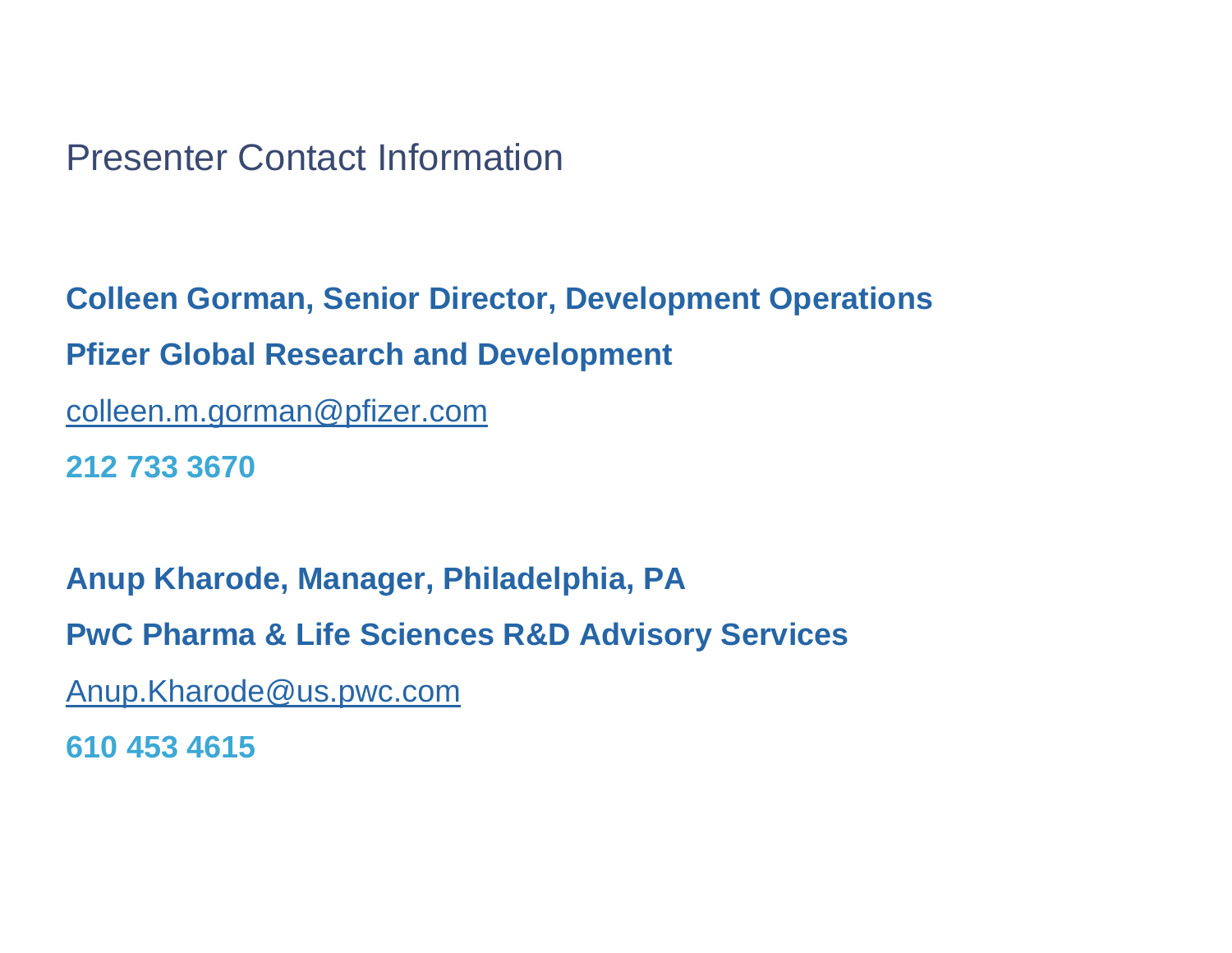# Presenter Contact Information

**Colleen Gorman, Senior Director, Development Operations**

**Pfizer Global Research and Development**

colleen.m.gorman@pfizer.com

**212 733 3670**

**Anup Kharode, Manager, Philadelphia, PA**

**PwC Pharma & Life Sciences R&D Advisory Services**

Anup.Kharode@us.pwc.com

**610 453 4615**